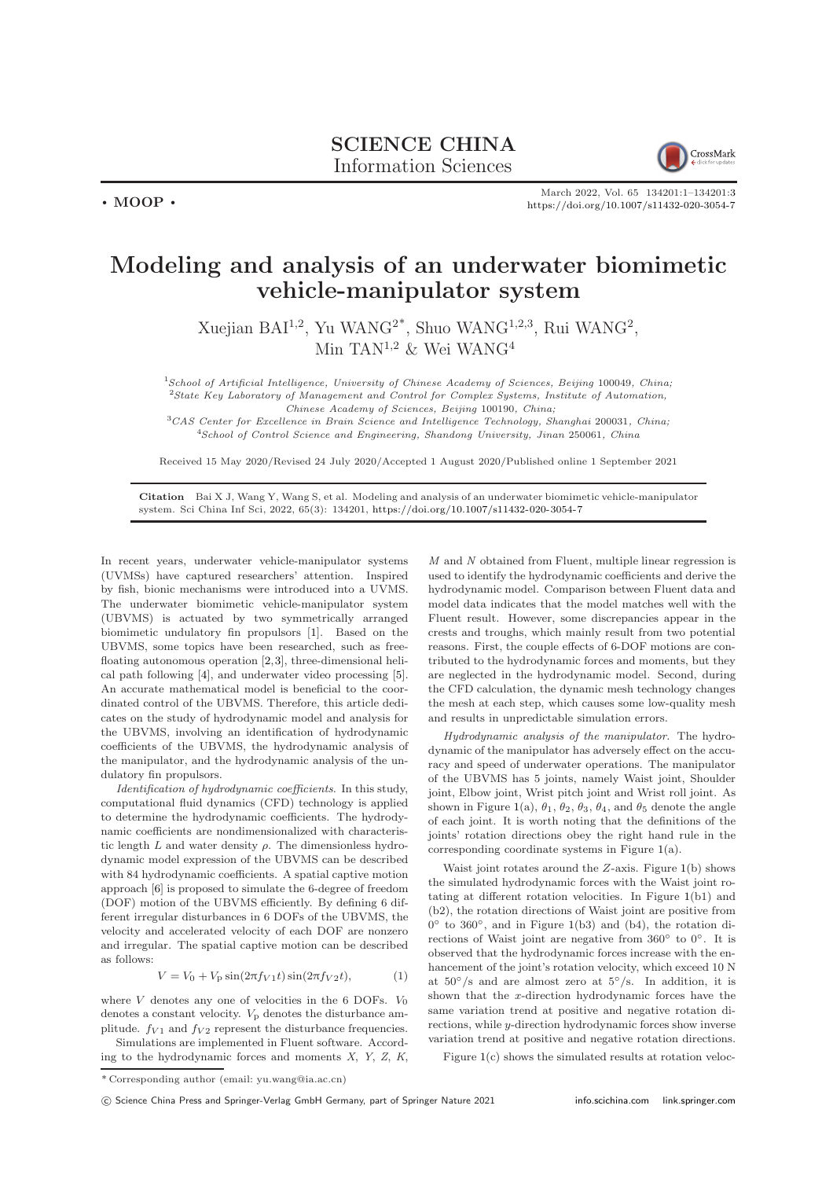**SCIENCE CHINA**
Information Sciences

• MOOP •

March 2022, Vol. 65 134201:1–134201:3
https://doi.org/10.1007/s11432-020-3054-7

# Modeling and analysis of an underwater biomimetic vehicle-manipulator system

Xuejian BAI[1,2], Yu WANG[2*], Shuo WANG[1,2,3], Rui WANG[2], Min TAN[1,2] & Wei WANG[4]

[1]*School of Artificial Intelligence, University of Chinese Academy of Sciences, Beijing* 100049*, China;*
[2]*State Key Laboratory of Management and Control for Complex Systems, Institute of Automation, Chinese Academy of Sciences, Beijing* 100190*, China;*
[3]*CAS Center for Excellence in Brain Science and Intelligence Technology, Shanghai* 200031*, China;*
[4]*School of Control Science and Engineering, Shandong University, Jinan* 250061*, China*

Received 15 May 2020/Revised 24 July 2020/Accepted 1 August 2020/Published online 1 September 2021

**Citation** Bai X J, Wang Y, Wang S, et al. Modeling and analysis of an underwater biomimetic vehicle-manipulator system. Sci China Inf Sci, 2022, 65(3): 134201, https://doi.org/10.1007/s11432-020-3054-7

In recent years, underwater vehicle-manipulator systems (UVMSs) have captured researchers' attention. Inspired by fish, bionic mechanisms were introduced into a UVMS. The underwater biomimetic vehicle-manipulator system (UBVMS) is actuated by two symmetrically arranged biomimetic undulatory fin propulsors [1]. Based on the UBVMS, some topics have been researched, such as free-floating autonomous operation [2,3], three-dimensional helical path following [4], and underwater video processing [5]. An accurate mathematical model is beneficial to the coordinated control of the UBVMS. Therefore, this article dedicates on the study of hydrodynamic model and analysis for the UBVMS, involving an identification of hydrodynamic coefficients of the UBVMS, the hydrodynamic analysis of the manipulator, and the hydrodynamic analysis of the undulatory fin propulsors.

*Identification of hydrodynamic coefficients*. In this study, computational fluid dynamics (CFD) technology is applied to determine the hydrodynamic coefficients. The hydrodynamic coefficients are nondimensionalized with characteristic length $L$ and water density $\rho$. The dimensionless hydrodynamic model expression of the UBVMS can be described with 84 hydrodynamic coefficients. A spatial captive motion approach [6] is proposed to simulate the 6-degree of freedom (DOF) motion of the UBVMS efficiently. By defining 6 different irregular disturbances in 6 DOFs of the UBVMS, the velocity and accelerated velocity of each DOF are nonzero and irregular. The spatial captive motion can be described as follows:

$$V = V_0 + V_{\rm p} \sin(2\pi f_{V1} t) \sin(2\pi f_{V2} t), \tag{1}$$

where $V$ denotes any one of velocities in the 6 DOFs. $V_0$ denotes a constant velocity. $V_{\rm p}$ denotes the disturbance amplitude. $f_{V1}$ and $f_{V2}$ represent the disturbance frequencies.

Simulations are implemented in Fluent software. According to the hydrodynamic forces and moments $X$, $Y$, $Z$, $K$, $M$ and $N$ obtained from Fluent, multiple linear regression is used to identify the hydrodynamic coefficients and derive the hydrodynamic model. Comparison between Fluent data and model data indicates that the model matches well with the Fluent result. However, some discrepancies appear in the crests and troughs, which mainly result from two potential reasons. First, the couple effects of 6-DOF motions are contributed to the hydrodynamic forces and moments, but they are neglected in the hydrodynamic model. Second, during the CFD calculation, the dynamic mesh technology changes the mesh at each step, which causes some low-quality mesh and results in unpredictable simulation errors.

*Hydrodynamic analysis of the manipulator*. The hydrodynamic of the manipulator has adversely effect on the accuracy and speed of underwater operations. The manipulator of the UBVMS has 5 joints, namely Waist joint, Shoulder joint, Elbow joint, Wrist pitch joint and Wrist roll joint. As shown in Figure 1(a), $\theta_1$, $\theta_2$, $\theta_3$, $\theta_4$, and $\theta_5$ denote the angle of each joint. It is worth noting that the definitions of the joints' rotation directions obey the right hand rule in the corresponding coordinate systems in Figure 1(a).

Waist joint rotates around the $Z$-axis. Figure 1(b) shows the simulated hydrodynamic forces with the Waist joint rotating at different rotation velocities. In Figure 1(b1) and (b2), the rotation directions of Waist joint are positive from 0° to 360°, and in Figure 1(b3) and (b4), the rotation directions of Waist joint are negative from 360° to 0°. It is observed that the hydrodynamic forces increase with the enhancement of the joint's rotation velocity, which exceed 10 N at 50°/s and are almost zero at 5°/s. In addition, it is shown that the $x$-direction hydrodynamic forces have the same variation trend at positive and negative rotation directions, while $y$-direction hydrodynamic forces show inverse variation trend at positive and negative rotation directions.

Figure 1(c) shows the simulated results at rotation veloc-

\* Corresponding author (email: yu.wang@ia.ac.cn)

© Science China Press and Springer-Verlag GmbH Germany, part of Springer Nature 2021 info.scichina.com link.springer.com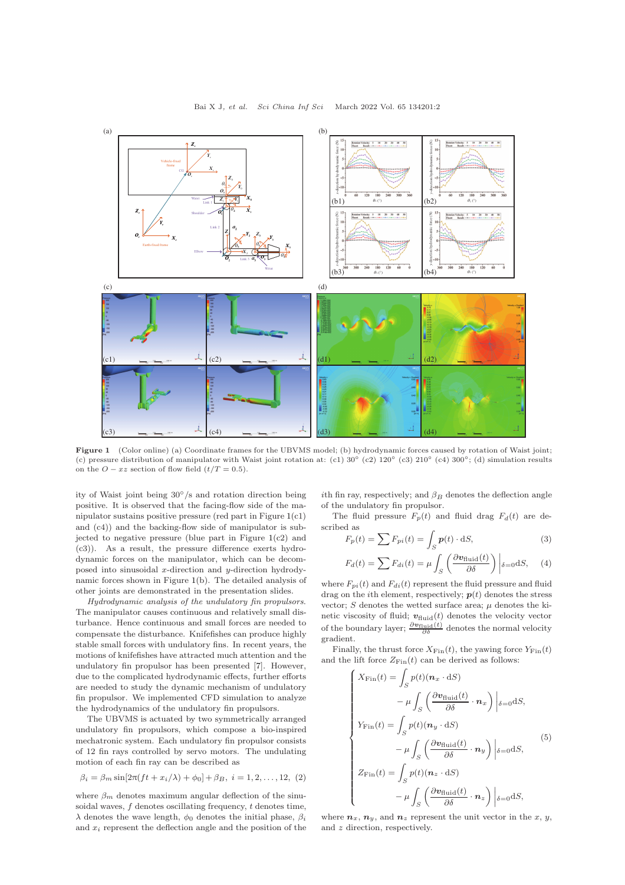**Figure 1** (Color online) (a) Coordinate frames for the UBVMS model; (b) hydrodynamic forces caused by rotation of Waist joint; (c) pressure distribution of manipulator with Waist joint rotation at: (c1) 30° (c2) 120° (c3) 210° (c4) 300°; (d) simulation results on the $O-xz$ section of flow field ($t/T = 0.5$).

ity of Waist joint being 30°/s and rotation direction being positive. It is observed that the facing-flow side of the manipulator sustains positive pressure (red part in Figure 1(c1) and (c4)) and the backing-flow side of manipulator is subjected to negative pressure (blue part in Figure 1(c2) and (c3)). As a result, the pressure difference exerts hydrodynamic forces on the manipulator, which can be decomposed into sinusoidal $x$-direction and $y$-direction hydrodynamic forces shown in Figure 1(b). The detailed analysis of other joints are demonstrated in the presentation slides.

*Hydrodynamic analysis of the undulatory fin propulsors.* The manipulator causes continuous and relatively small disturbance. Hence continuous and small forces are needed to compensate the disturbance. Knifefishes can produce highly stable small forces with undulatory fins. In recent years, the motions of knifefishes have attracted much attention and the undulatory fin propulsor has been presented [7]. However, due to the complicated hydrodynamic effects, further efforts are needed to study the dynamic mechanism of undulatory fin propulsor. We implemented CFD simulation to analyze the hydrodynamics of the undulatory fin propulsors.

The UBVMS is actuated by two symmetrically arranged undulatory fin propulsors, which compose a bio-inspired mechatronic system. Each undulatory fin propulsor consists of 12 fin rays controlled by servo motors. The undulating motion of each fin ray can be described as

$$\beta_i = \beta_m \sin[2\pi(ft + x_i/\lambda) + \phi_0] + \beta_B, \; i = 1, 2, \ldots, 12, \quad (2)$$

where $\beta_m$ denotes maximum angular deflection of the sinusoidal waves, $f$ denotes oscillating frequency, $t$ denotes time, $\lambda$ denotes the wave length, $\phi_0$ denotes the initial phase, $\beta_i$ and $x_i$ represent the deflection angle and the position of the $i$th fin ray, respectively; and $\beta_B$ denotes the deflection angle of the undulatory fin propulsor.

The fluid pressure $F_p(t)$ and fluid drag $F_d(t)$ are described as

$$F_p(t) = \sum F_{pi}(t) = \int_S \boldsymbol{p}(t) \cdot \mathrm{d}S, \quad (3)$$

$$F_d(t) = \sum F_{di}(t) = \mu \int_S \left( \frac{\partial \boldsymbol{v}_{\text{fluid}}(t)}{\partial \delta} \right) \bigg|_{\delta=0} \mathrm{d}S, \quad (4)$$

where $F_{pi}(t)$ and $F_{di}(t)$ represent the fluid pressure and fluid drag on the $i$th element, respectively; $\boldsymbol{p}(t)$ denotes the stress vector; $S$ denotes the wetted surface area; $\mu$ denotes the kinetic viscosity of fluid; $\boldsymbol{v}_{\text{fluid}}(t)$ denotes the velocity vector of the boundary layer; $\frac{\partial \boldsymbol{v}_{\text{fluid}}(t)}{\partial \delta}$ denotes the normal velocity gradient.

Finally, the thrust force $X_{\text{Fin}}(t)$, the yawing force $Y_{\text{Fin}}(t)$ and the lift force $Z_{\text{Fin}}(t)$ can be derived as follows:

$$\begin{cases} X_{\text{Fin}}(t) = \displaystyle\int_S p(t)(\boldsymbol{n}_x \cdot \mathrm{d}S) \\ \qquad\qquad - \mu \displaystyle\int_S \left( \frac{\partial \boldsymbol{v}_{\text{fluid}}(t)}{\partial \delta} \cdot \boldsymbol{n}_x \right) \bigg|_{\delta=0} \mathrm{d}S, \\ Y_{\text{Fin}}(t) = \displaystyle\int_S p(t)(\boldsymbol{n}_y \cdot \mathrm{d}S) \\ \qquad\qquad - \mu \displaystyle\int_S \left( \frac{\partial \boldsymbol{v}_{\text{fluid}}(t)}{\partial \delta} \cdot \boldsymbol{n}_y \right) \bigg|_{\delta=0} \mathrm{d}S, \\ Z_{\text{Fin}}(t) = \displaystyle\int_S p(t)(\boldsymbol{n}_z \cdot \mathrm{d}S) \\ \qquad\qquad - \mu \displaystyle\int_S \left( \frac{\partial \boldsymbol{v}_{\text{fluid}}(t)}{\partial \delta} \cdot \boldsymbol{n}_z \right) \bigg|_{\delta=0} \mathrm{d}S, \end{cases} \quad (5)$$

where $\boldsymbol{n}_x$, $\boldsymbol{n}_y$, and $\boldsymbol{n}_z$ represent the unit vector in the $x$, $y$, and $z$ direction, respectively.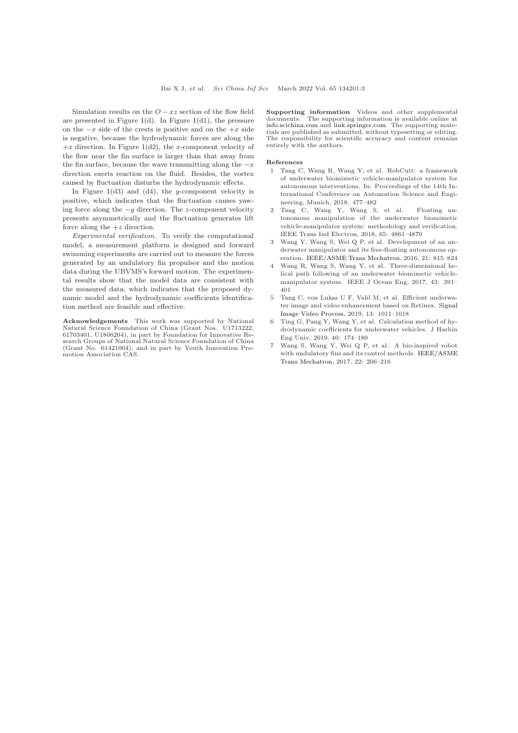Simulation results on the $O-xz$ section of the flow field are presented in Figure 1(d). In Figure 1(d1), the pressure on the $-x$ side of the crests is positive and on the $+x$ side is negative, because the hydrodynamic forces are along the $+x$ direction. In Figure 1(d2), the $x$-component velocity of the flow near the fin surface is larger than that away from the fin surface, because the wave transmitting along the $-x$ direction exerts reaction on the fluid. Besides, the vortex caused by fluctuation disturbs the hydrodynamic effects.

In Figure 1(d3) and (d4), the $y$-component velocity is positive, which indicates that the fluctuation causes yawing force along the $-y$ direction. The $z$-component velocity presents asymmetrically and the fluctuation generates lift force along the $+z$ direction.

*Experimental verification*. To verify the computational model, a measurement platform is designed and forward swimming experiments are carried out to measure the forces generated by an undulatory fin propulsor and the motion data during the UBVMS's forward motion. The experimental results show that the model data are consistent with the measured data, which indicates that the proposed dynamic model and the hydrodynamic coefficients identification method are feasible and effective.

**Acknowledgements** This work was supported by National Natural Science Foundation of China (Grant Nos. U1713222, 61703401, U1806204), in part by Foundation for Innovative Research Groups of National Natural Science Foundation of China (Grant No. 61421004), and in part by Youth Innovation Promotion Association CAS.

**Supporting information** Videos and other supplemental documents. The supporting information is available online at info.scichina.com and link.springer.com. The supporting materials are published as submitted, without typesetting or editing. The responsibility for scientific accuracy and content remains entirely with the authors.

**References**

1 Tang C, Wang R, Wang Y, et al. RobCutt: a framework of underwater biomimetic vehicle-manipulator system for autonomous interventions. In: Proceedings of the 14th International Conference on Automation Science and Engineering, Munich, 2018. 477–482

2 Tang C, Wang Y, Wang S, et al. Floating autonomous manipulation of the underwater biomimetic vehicle-manipulator system: methodology and verification. IEEE Trans Ind Electron, 2018, 65: 4861–4870

3 Wang Y, Wang S, Wei Q P, et al. Development of an underwater manipulator and its free-floating autonomous operation. IEEE/ASME Trans Mechatron, 2016, 21: 815–824

4 Wang R, Wang S, Wang Y, et al. Three-dimensional helical path following of an underwater biomimetic vehicle-manipulator system. IEEE J Ocean Eng, 2017, 43: 391–401

5 Tang C, von Lukas U F, Vahl M, et al. Efficient underwater image and video enhancement based on Retinex. Signal Image Video Process, 2019, 13: 1011–1018

6 Ting G, Pang Y, Wang Y, et al. Calculation method of hydrodynamic coefficients for underwater vehicles. J Harbin Eng Univ, 2019, 40: 174–180

7 Wang S, Wang Y, Wei Q P, et al. A bio-inspired robot with undulatory fins and its control methods. IEEE/ASME Trans Mechatron, 2017, 22: 206–216